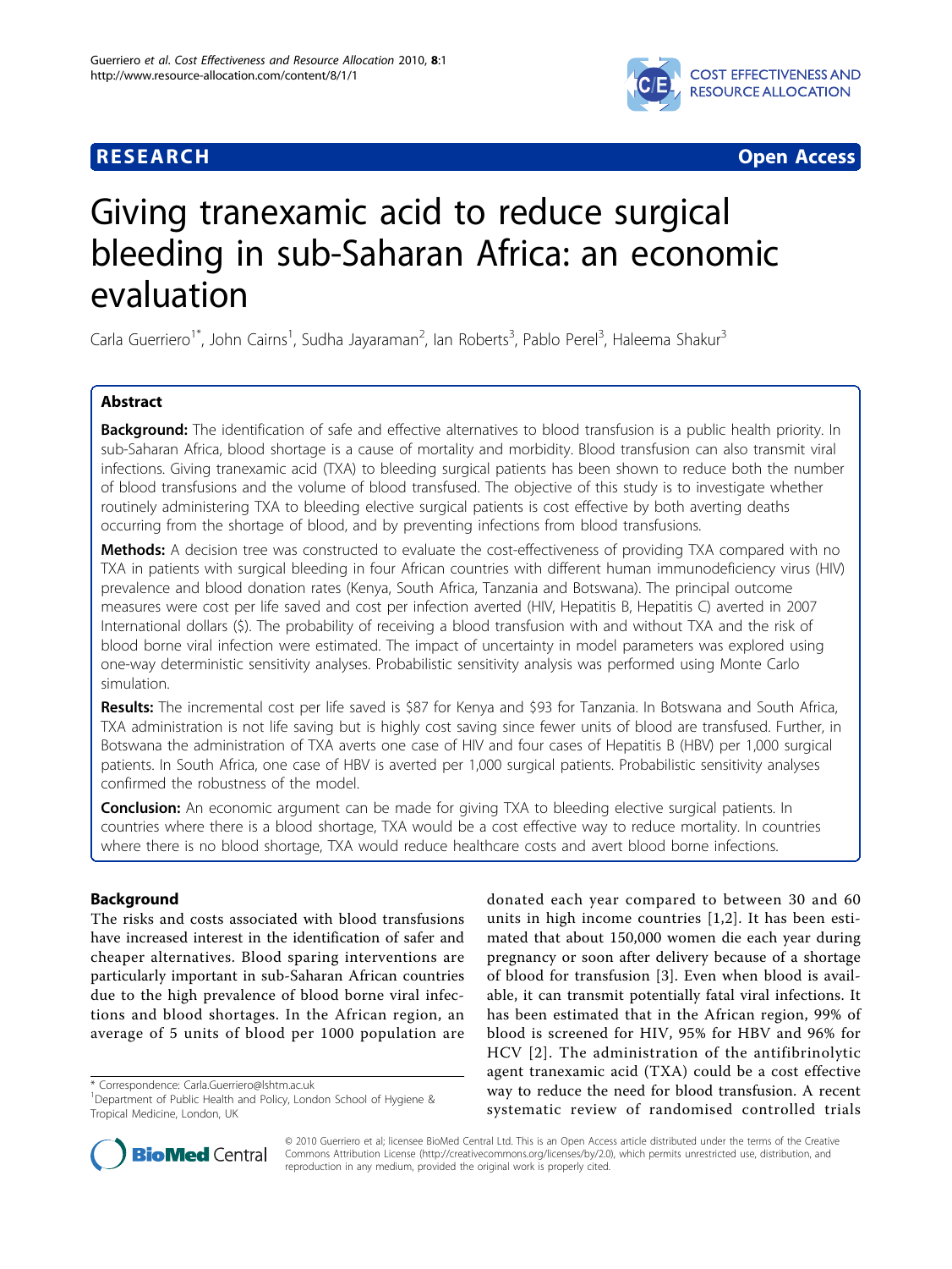**RESEARCH** **Open Access**

# Giving tranexamic acid to reduce surgical bleeding in sub-Saharan Africa: an economic evaluation

Carla Guerriero[1*], John Cairns[1], Sudha Jayaraman[2], Ian Roberts[3], Pablo Perel[3], Haleema Shakur[3]

## Abstract

**Background:** The identification of safe and effective alternatives to blood transfusion is a public health priority. In sub-Saharan Africa, blood shortage is a cause of mortality and morbidity. Blood transfusion can also transmit viral infections. Giving tranexamic acid (TXA) to bleeding surgical patients has been shown to reduce both the number of blood transfusions and the volume of blood transfused. The objective of this study is to investigate whether routinely administering TXA to bleeding elective surgical patients is cost effective by both averting deaths occurring from the shortage of blood, and by preventing infections from blood transfusions.

**Methods:** A decision tree was constructed to evaluate the cost-effectiveness of providing TXA compared with no TXA in patients with surgical bleeding in four African countries with different human immunodeficiency virus (HIV) prevalence and blood donation rates (Kenya, South Africa, Tanzania and Botswana). The principal outcome measures were cost per life saved and cost per infection averted (HIV, Hepatitis B, Hepatitis C) averted in 2007 International dollars ($). The probability of receiving a blood transfusion with and without TXA and the risk of blood borne viral infection were estimated. The impact of uncertainty in model parameters was explored using one-way deterministic sensitivity analyses. Probabilistic sensitivity analysis was performed using Monte Carlo simulation.

**Results:** The incremental cost per life saved is $87 for Kenya and $93 for Tanzania. In Botswana and South Africa, TXA administration is not life saving but is highly cost saving since fewer units of blood are transfused. Further, in Botswana the administration of TXA averts one case of HIV and four cases of Hepatitis B (HBV) per 1,000 surgical patients. In South Africa, one case of HBV is averted per 1,000 surgical patients. Probabilistic sensitivity analyses confirmed the robustness of the model.

**Conclusion:** An economic argument can be made for giving TXA to bleeding elective surgical patients. In countries where there is a blood shortage, TXA would be a cost effective way to reduce mortality. In countries where there is no blood shortage, TXA would reduce healthcare costs and avert blood borne infections.

## Background

The risks and costs associated with blood transfusions have increased interest in the identification of safer and cheaper alternatives. Blood sparing interventions are particularly important in sub-Saharan African countries due to the high prevalence of blood borne viral infections and blood shortages. In the African region, an average of 5 units of blood per 1000 population are donated each year compared to between 30 and 60 units in high income countries [1,2]. It has been estimated that about 150,000 women die each year during pregnancy or soon after delivery because of a shortage of blood for transfusion [3]. Even when blood is available, it can transmit potentially fatal viral infections. It has been estimated that in the African region, 99% of blood is screened for HIV, 95% for HBV and 96% for HCV [2]. The administration of the antifibrinolytic agent tranexamic acid (TXA) could be a cost effective way to reduce the need for blood transfusion. A recent systematic review of randomised controlled trials

\* Correspondence: Carla.Guerriero@lshtm.ac.uk
[1]Department of Public Health and Policy, London School of Hygiene & Tropical Medicine, London, UK

© 2010 Guerriero et al; licensee BioMed Central Ltd. This is an Open Access article distributed under the terms of the Creative Commons Attribution License (http://creativecommons.org/licenses/by/2.0), which permits unrestricted use, distribution, and reproduction in any medium, provided the original work is properly cited.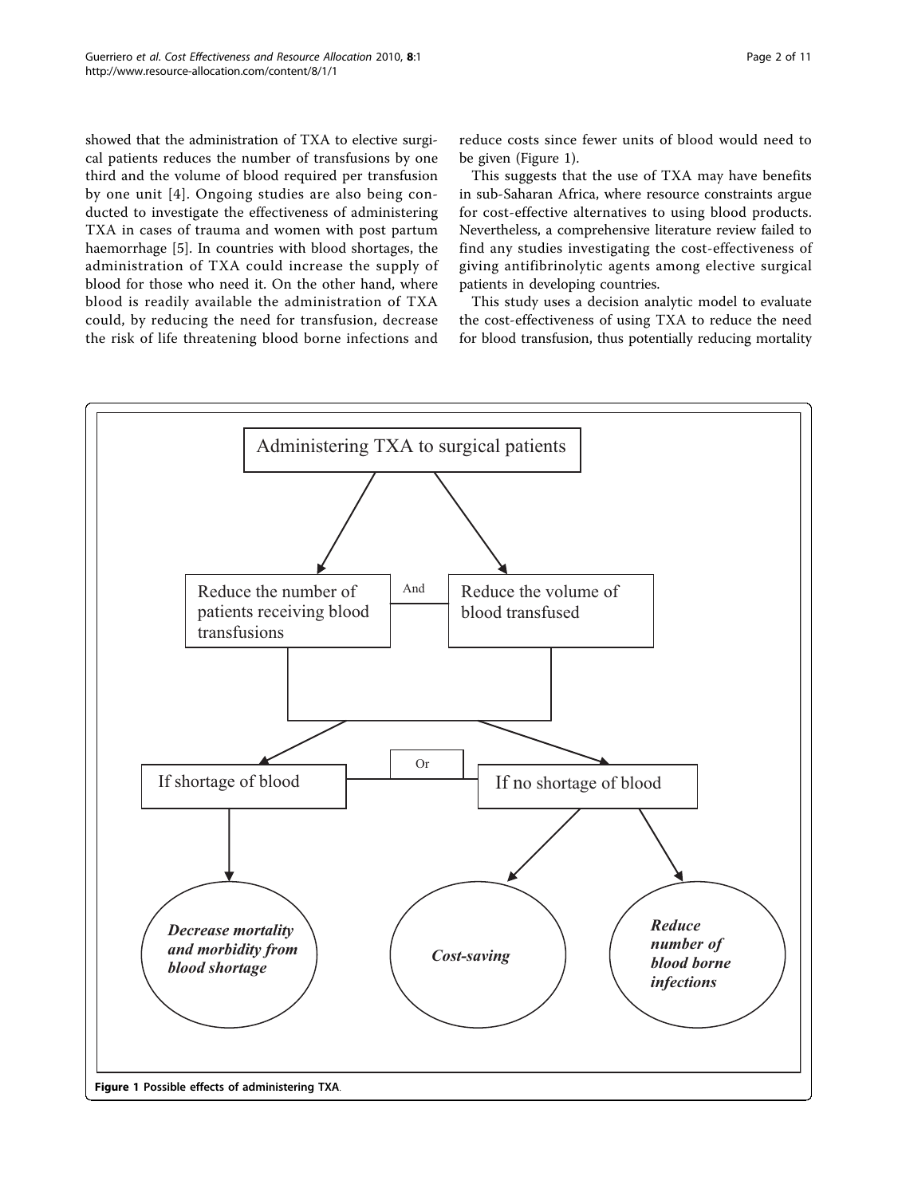showed that the administration of TXA to elective surgical patients reduces the number of transfusions by one third and the volume of blood required per transfusion by one unit [4]. Ongoing studies are also being conducted to investigate the effectiveness of administering TXA in cases of trauma and women with post partum haemorrhage [5]. In countries with blood shortages, the administration of TXA could increase the supply of blood for those who need it. On the other hand, where blood is readily available the administration of TXA could, by reducing the need for transfusion, decrease the risk of life threatening blood borne infections and reduce costs since fewer units of blood would need to be given (Figure 1).

This suggests that the use of TXA may have benefits in sub-Saharan Africa, where resource constraints argue for cost-effective alternatives to using blood products. Nevertheless, a comprehensive literature review failed to find any studies investigating the cost-effectiveness of giving antifibrinolytic agents among elective surgical patients in developing countries.

This study uses a decision analytic model to evaluate the cost-effectiveness of using TXA to reduce the need for blood transfusion, thus potentially reducing mortality

Administering TXA to surgical patients

Reduce the number of patients receiving blood transfusions — And — Reduce the volume of blood transfused

If shortage of blood — Or — If no shortage of blood

*Decrease mortality and morbidity from blood shortage*

*Cost-saving*

*Reduce number of blood borne infections*

**Figure 1 Possible effects of administering TXA**.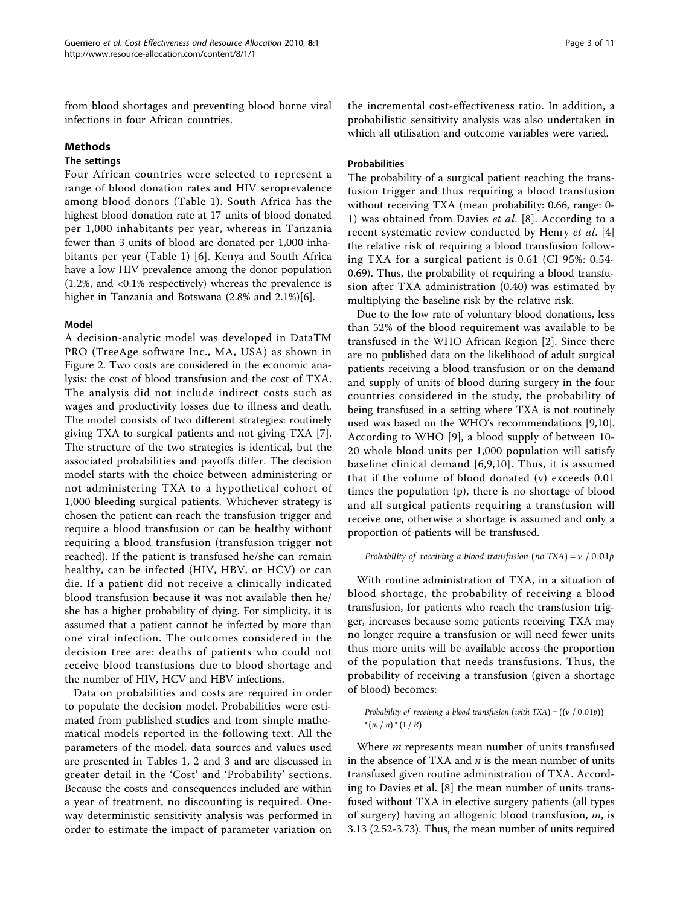from blood shortages and preventing blood borne viral infections in four African countries.

## Methods

### The settings

Four African countries were selected to represent a range of blood donation rates and HIV seroprevalence among blood donors (Table 1). South Africa has the highest blood donation rate at 17 units of blood donated per 1,000 inhabitants per year, whereas in Tanzania fewer than 3 units of blood are donated per 1,000 inhabitants per year (Table 1) [6]. Kenya and South Africa have a low HIV prevalence among the donor population (1.2%, and <0.1% respectively) whereas the prevalence is higher in Tanzania and Botswana (2.8% and 2.1%)[6].

### Model

A decision-analytic model was developed in DataTM PRO (TreeAge software Inc., MA, USA) as shown in Figure 2. Two costs are considered in the economic analysis: the cost of blood transfusion and the cost of TXA. The analysis did not include indirect costs such as wages and productivity losses due to illness and death. The model consists of two different strategies: routinely giving TXA to surgical patients and not giving TXA [7]. The structure of the two strategies is identical, but the associated probabilities and payoffs differ. The decision model starts with the choice between administering or not administering TXA to a hypothetical cohort of 1,000 bleeding surgical patients. Whichever strategy is chosen the patient can reach the transfusion trigger and require a blood transfusion or can be healthy without requiring a blood transfusion (transfusion trigger not reached). If the patient is transfused he/she can remain healthy, can be infected (HIV, HBV, or HCV) or can die. If a patient did not receive a clinically indicated blood transfusion because it was not available then he/she has a higher probability of dying. For simplicity, it is assumed that a patient cannot be infected by more than one viral infection. The outcomes considered in the decision tree are: deaths of patients who could not receive blood transfusions due to blood shortage and the number of HIV, HCV and HBV infections.

Data on probabilities and costs are required in order to populate the decision model. Probabilities were estimated from published studies and from simple mathematical models reported in the following text. All the parameters of the model, data sources and values used are presented in Tables 1, 2 and 3 and are discussed in greater detail in the 'Cost' and 'Probability' sections. Because the costs and consequences included are within a year of treatment, no discounting is required. One-way deterministic sensitivity analysis was performed in order to estimate the impact of parameter variation on the incremental cost-effectiveness ratio. In addition, a probabilistic sensitivity analysis was also undertaken in which all utilisation and outcome variables were varied.

### Probabilities

The probability of a surgical patient reaching the transfusion trigger and thus requiring a blood transfusion without receiving TXA (mean probability: 0.66, range: 0-1) was obtained from Davies *et al*. [8]. According to a recent systematic review conducted by Henry *et al*. [4] the relative risk of requiring a blood transfusion following TXA for a surgical patient is 0.61 (CI 95%: 0.54-0.69). Thus, the probability of requiring a blood transfusion after TXA administration (0.40) was estimated by multiplying the baseline risk by the relative risk.

Due to the low rate of voluntary blood donations, less than 52% of the blood requirement was available to be transfused in the WHO African Region [2]. Since there are no published data on the likelihood of adult surgical patients receiving a blood transfusion or on the demand and supply of units of blood during surgery in the four countries considered in the study, the probability of being transfused in a setting where TXA is not routinely used was based on the WHO's recommendations [9,10]. According to WHO [9], a blood supply of between 10-20 whole blood units per 1,000 population will satisfy baseline clinical demand [6,9,10]. Thus, it is assumed that if the volume of blood donated (v) exceeds 0.01 times the population (p), there is no shortage of blood and all surgical patients requiring a transfusion will receive one, otherwise a shortage is assumed and only a proportion of patients will be transfused.

$$\textit{Probability of receiving a blood transfusion (no TXA)} = v \,/\, 0.01p$$

With routine administration of TXA, in a situation of blood shortage, the probability of receiving a blood transfusion, for patients who reach the transfusion trigger, increases because some patients receiving TXA may no longer require a transfusion or will need fewer units thus more units will be available across the proportion of the population that needs transfusions. Thus, the probability of receiving a transfusion (given a shortage of blood) becomes:

$$\textit{Probability of receiving a blood transfusion (with TXA)} = ((v \,/\, 0.01p)) * (m \,/\, n) * (1 \,/\, R)$$

Where $m$ represents mean number of units transfused in the absence of TXA and $n$ is the mean number of units transfused given routine administration of TXA. According to Davies et al. [8] the mean number of units transfused without TXA in elective surgery patients (all types of surgery) having an allogenic blood transfusion, $m$, is 3.13 (2.52-3.73). Thus, the mean number of units required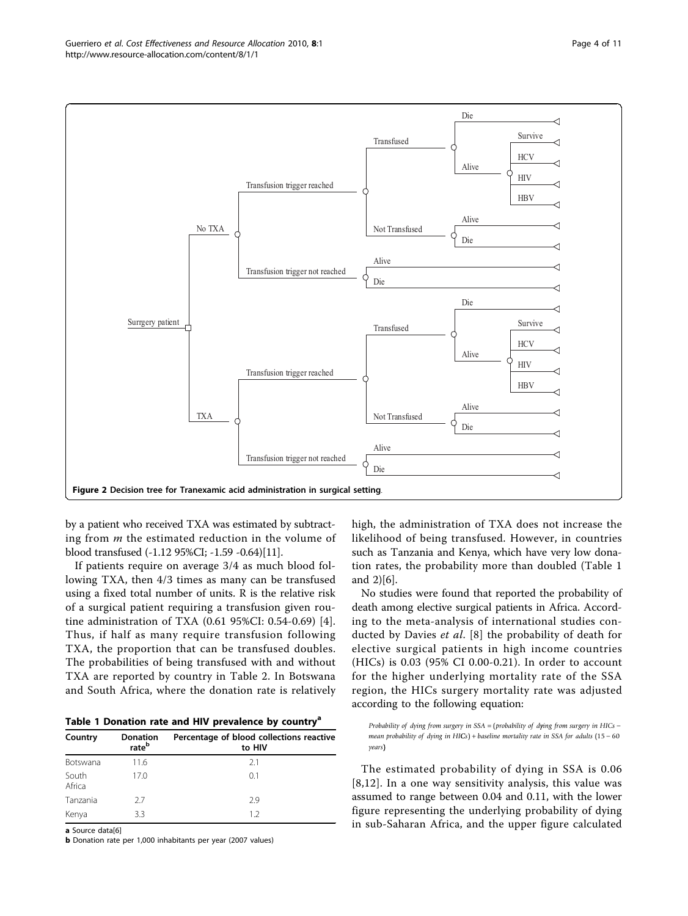Figure 2 Decision tree for Tranexamic acid administration in surgical setting.

by a patient who received TXA was estimated by subtracting from $m$ the estimated reduction in the volume of blood transfused (-1.12 95%CI; -1.59 -0.64)[11].

If patients require on average 3/4 as much blood following TXA, then 4/3 times as many can be transfused using a fixed total number of units. R is the relative risk of a surgical patient requiring a transfusion given routine administration of TXA (0.61 95%CI: 0.54-0.69) [4]. Thus, if half as many require transfusion following TXA, the proportion that can be transfused doubles. The probabilities of being transfused with and without TXA are reported by country in Table 2. In Botswana and South Africa, where the donation rate is relatively high, the administration of TXA does not increase the likelihood of being transfused. However, in countries such as Tanzania and Kenya, which have very low donation rates, the probability more than doubled (Table 1 and 2)[6].

**Table 1 Donation rate and HIV prevalence by country[a]**

| Country | Donation rate[b] | Percentage of blood collections reactive to HIV |
|---|---|---|
| Botswana | 11.6 | 2.1 |
| South Africa | 17.0 | 0.1 |
| Tanzania | 2.7 | 2.9 |
| Kenya | 3.3 | 1.2 |

**a** Source data[6]

**b** Donation rate per 1,000 inhabitants per year (2007 values)

No studies were found that reported the probability of death among elective surgical patients in Africa. According to the meta-analysis of international studies conducted by Davies *et al*. [8] the probability of death for elective surgical patients in high income countries (HICs) is 0.03 (95% CI 0.00-0.21). In order to account for the higher underlying mortality rate of the SSA region, the HICs surgery mortality rate was adjusted according to the following equation:

*Probability of dying from surgery in SSA* = (*probability of dying from surgery in HICs* − *mean probability of dying in HICs*) + *baseline mortality rate in SSA for adults* (15 − 60 *years*)

The estimated probability of dying in SSA is 0.06 [8,12]. In a one way sensitivity analysis, this value was assumed to range between 0.04 and 0.11, with the lower figure representing the underlying probability of dying in sub-Saharan Africa, and the upper figure calculated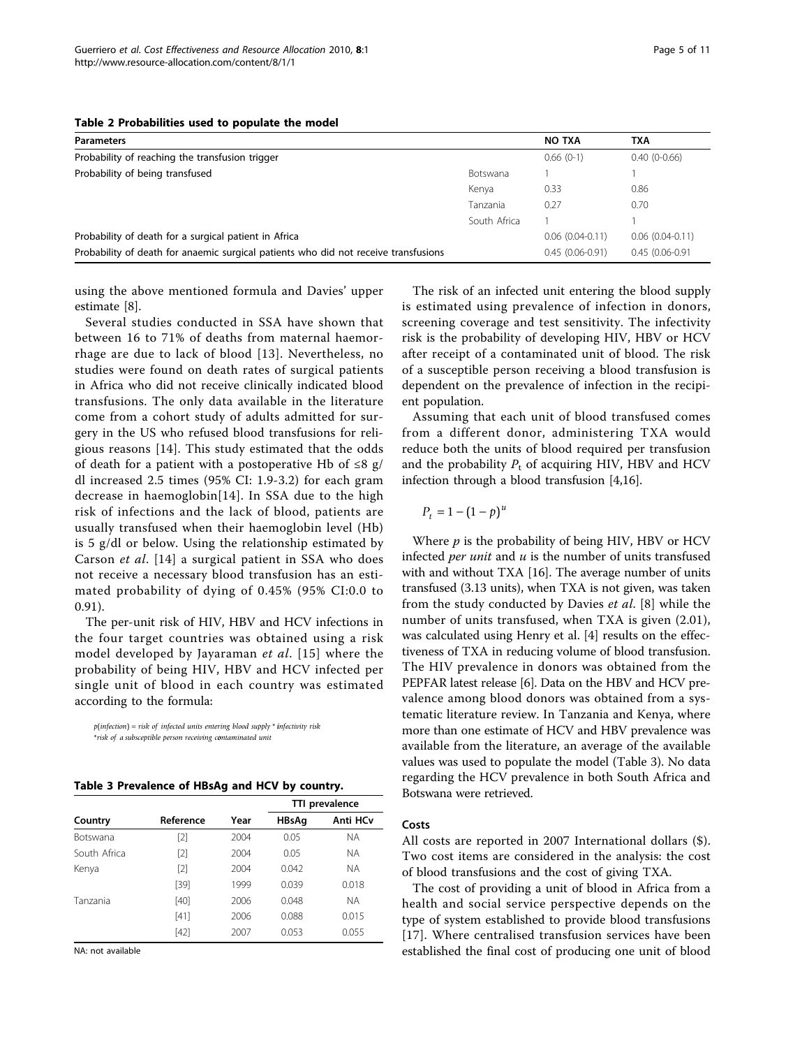**Table 2 Probabilities used to populate the model**

| Parameters | | NO TXA | TXA |
| --- | --- | --- | --- |
| Probability of reaching the transfusion trigger | | 0.66 (0-1) | 0.40 (0-0.66) |
| Probability of being transfused | Botswana | 1 | 1 |
| | Kenya | 0.33 | 0.86 |
| | Tanzania | 0.27 | 0.70 |
| | South Africa | 1 | 1 |
| Probability of death for a surgical patient in Africa | | 0.06 (0.04-0.11) | 0.06 (0.04-0.11) |
| Probability of death for anaemic surgical patients who did not receive transfusions | | 0.45 (0.06-0.91) | 0.45 (0.06-0.91 |

using the above mentioned formula and Davies' upper estimate [8].

Several studies conducted in SSA have shown that between 16 to 71% of deaths from maternal haemorrhage are due to lack of blood [13]. Nevertheless, no studies were found on death rates of surgical patients in Africa who did not receive clinically indicated blood transfusions. The only data available in the literature come from a cohort study of adults admitted for surgery in the US who refused blood transfusions for religious reasons [14]. This study estimated that the odds of death for a patient with a postoperative Hb of ≤8 g/dl increased 2.5 times (95% CI: 1.9-3.2) for each gram decrease in haemoglobin[14]. In SSA due to the high risk of infections and the lack of blood, patients are usually transfused when their haemoglobin level (Hb) is 5 g/dl or below. Using the relationship estimated by Carson *et al*. [14] a surgical patient in SSA who does not receive a necessary blood transfusion has an estimated probability of dying of 0.45% (95% CI:0.0 to 0.91).

The per-unit risk of HIV, HBV and HCV infections in the four target countries was obtained using a risk model developed by Jayaraman *et al*. [15] where the probability of being HIV, HBV and HCV infected per single unit of blood in each country was estimated according to the formula:

$$p(infection) = risk\ of\ infected\ units\ entering\ blood\ supply * infectivity\ risk * risk\ of\ a\ subsceptible\ person\ receiving\ contaminated\ unit$$

**Table 3 Prevalence of HBsAg and HCV by country.**

| Country | Reference | Year | TTI prevalence | |
| --- | --- | --- | --- | --- |
| | | | HBsAg | Anti HCv |
| Botswana | [2] | 2004 | 0.05 | NA |
| South Africa | [2] | 2004 | 0.05 | NA |
| Kenya | [2] | 2004 | 0.042 | NA |
| | [39] | 1999 | 0.039 | 0.018 |
| Tanzania | [40] | 2006 | 0.048 | NA |
| | [41] | 2006 | 0.088 | 0.015 |
| | [42] | 2007 | 0.053 | 0.055 |

NA: not available

The risk of an infected unit entering the blood supply is estimated using prevalence of infection in donors, screening coverage and test sensitivity. The infectivity risk is the probability of developing HIV, HBV or HCV after receipt of a contaminated unit of blood. The risk of a susceptible person receiving a blood transfusion is dependent on the prevalence of infection in the recipient population.

Assuming that each unit of blood transfused comes from a different donor, administering TXA would reduce both the units of blood required per transfusion and the probability $P_t$ of acquiring HIV, HBV and HCV infection through a blood transfusion [4,16].

$$P_t = 1 - (1 - p)^u$$

Where $p$ is the probability of being HIV, HBV or HCV infected *per unit* and $u$ is the number of units transfused with and without TXA [16]. The average number of units transfused (3.13 units), when TXA is not given, was taken from the study conducted by Davies *et al*. [8] while the number of units transfused, when TXA is given (2.01), was calculated using Henry et al. [4] results on the effectiveness of TXA in reducing volume of blood transfusion. The HIV prevalence in donors was obtained from the PEPFAR latest release [6]. Data on the HBV and HCV prevalence among blood donors was obtained from a systematic literature review. In Tanzania and Kenya, where more than one estimate of HCV and HBV prevalence was available from the literature, an average of the available values was used to populate the model (Table 3). No data regarding the HCV prevalence in both South Africa and Botswana were retrieved.

## Costs

All costs are reported in 2007 International dollars ($). Two cost items are considered in the analysis: the cost of blood transfusions and the cost of giving TXA.

The cost of providing a unit of blood in Africa from a health and social service perspective depends on the type of system established to provide blood transfusions [17]. Where centralised transfusion services have been established the final cost of producing one unit of blood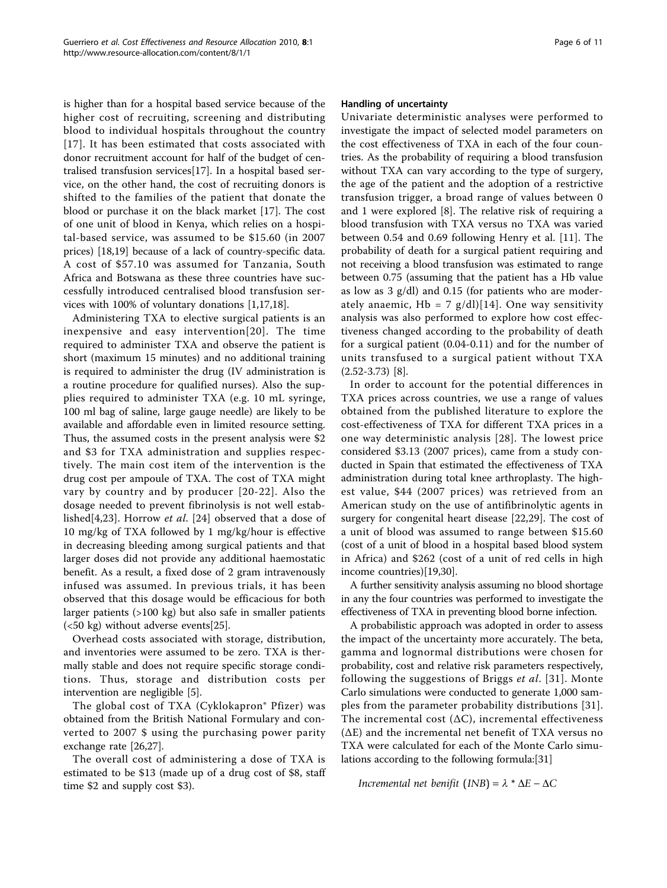is higher than for a hospital based service because of the higher cost of recruiting, screening and distributing blood to individual hospitals throughout the country [17]. It has been estimated that costs associated with donor recruitment account for half of the budget of centralised transfusion services[17]. In a hospital based service, on the other hand, the cost of recruiting donors is shifted to the families of the patient that donate the blood or purchase it on the black market [17]. The cost of one unit of blood in Kenya, which relies on a hospital-based service, was assumed to be $15.60 (in 2007 prices) [18,19] because of a lack of country-specific data. A cost of $57.10 was assumed for Tanzania, South Africa and Botswana as these three countries have successfully introduced centralised blood transfusion services with 100% of voluntary donations [1,17,18].

Administering TXA to elective surgical patients is an inexpensive and easy intervention[20]. The time required to administer TXA and observe the patient is short (maximum 15 minutes) and no additional training is required to administer the drug (IV administration is a routine procedure for qualified nurses). Also the supplies required to administer TXA (e.g. 10 mL syringe, 100 ml bag of saline, large gauge needle) are likely to be available and affordable even in limited resource setting. Thus, the assumed costs in the present analysis were $2 and $3 for TXA administration and supplies respectively. The main cost item of the intervention is the drug cost per ampoule of TXA. The cost of TXA might vary by country and by producer [20-22]. Also the dosage needed to prevent fibrinolysis is not well established[4,23]. Horrow *et al.* [24] observed that a dose of 10 mg/kg of TXA followed by 1 mg/kg/hour is effective in decreasing bleeding among surgical patients and that larger doses did not provide any additional haemostatic benefit. As a result, a fixed dose of 2 gram intravenously infused was assumed. In previous trials, it has been observed that this dosage would be efficacious for both larger patients (>100 kg) but also safe in smaller patients (<50 kg) without adverse events[25].

Overhead costs associated with storage, distribution, and inventories were assumed to be zero. TXA is thermally stable and does not require specific storage conditions. Thus, storage and distribution costs per intervention are negligible [5].

The global cost of TXA (Cyklokapron® Pfizer) was obtained from the British National Formulary and converted to 2007 $ using the purchasing power parity exchange rate [26,27].

The overall cost of administering a dose of TXA is estimated to be $13 (made up of a drug cost of $8, staff time $2 and supply cost $3).

#### Handling of uncertainty

Univariate deterministic analyses were performed to investigate the impact of selected model parameters on the cost effectiveness of TXA in each of the four countries. As the probability of requiring a blood transfusion without TXA can vary according to the type of surgery, the age of the patient and the adoption of a restrictive transfusion trigger, a broad range of values between 0 and 1 were explored [8]. The relative risk of requiring a blood transfusion with TXA versus no TXA was varied between 0.54 and 0.69 following Henry et al. [11]. The probability of death for a surgical patient requiring and not receiving a blood transfusion was estimated to range between 0.75 (assuming that the patient has a Hb value as low as 3 g/dl) and 0.15 (for patients who are moderately anaemic, Hb = 7 g/dl)[14]. One way sensitivity analysis was also performed to explore how cost effectiveness changed according to the probability of death for a surgical patient (0.04-0.11) and for the number of units transfused to a surgical patient without TXA (2.52-3.73) [8].

In order to account for the potential differences in TXA prices across countries, we use a range of values obtained from the published literature to explore the cost-effectiveness of TXA for different TXA prices in a one way deterministic analysis [28]. The lowest price considered $3.13 (2007 prices), came from a study conducted in Spain that estimated the effectiveness of TXA administration during total knee arthroplasty. The highest value, $44 (2007 prices) was retrieved from an American study on the use of antifibrinolytic agents in surgery for congenital heart disease [22,29]. The cost of a unit of blood was assumed to range between $15.60 (cost of a unit of blood in a hospital based blood system in Africa) and $262 (cost of a unit of red cells in high income countries)[19,30].

A further sensitivity analysis assuming no blood shortage in any the four countries was performed to investigate the effectiveness of TXA in preventing blood borne infection.

A probabilistic approach was adopted in order to assess the impact of the uncertainty more accurately. The beta, gamma and lognormal distributions were chosen for probability, cost and relative risk parameters respectively, following the suggestions of Briggs *et al*. [31]. Monte Carlo simulations were conducted to generate 1,000 samples from the parameter probability distributions [31]. The incremental cost ($\Delta C$), incremental effectiveness ($\Delta E$) and the incremental net benefit of TXA versus no TXA were calculated for each of the Monte Carlo simulations according to the following formula:[31]

$$\text{Incremental net benifit } (INB) = \lambda * \Delta E - \Delta C$$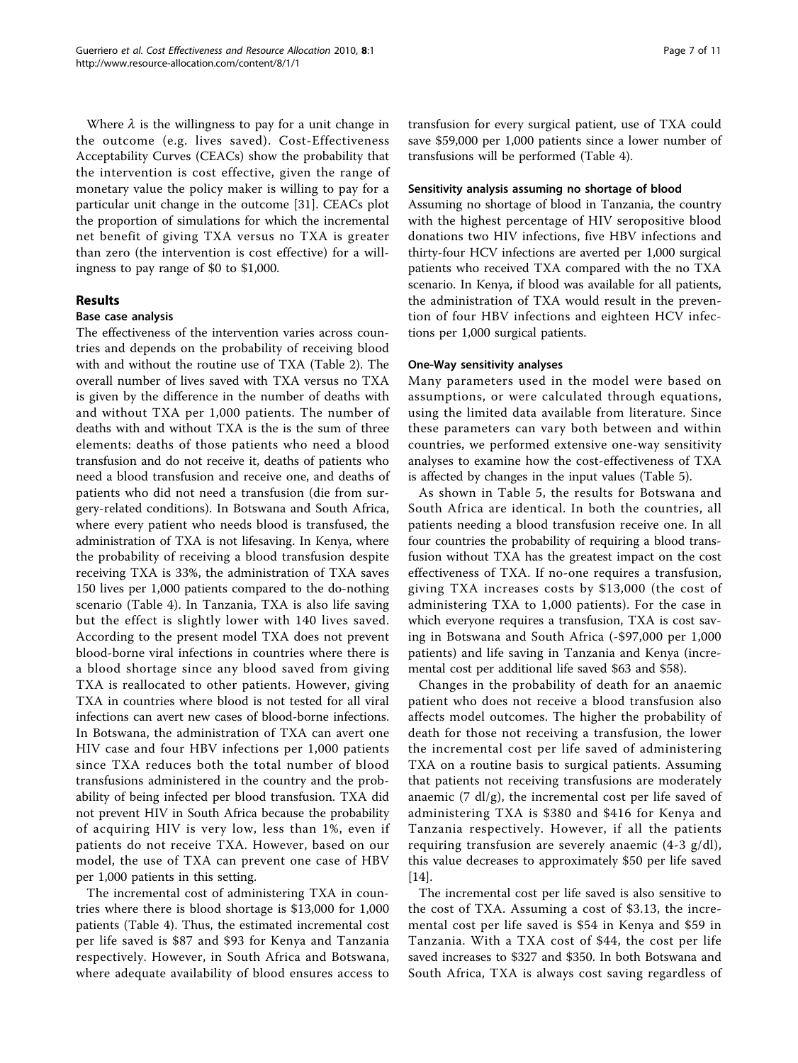Where $\lambda$ is the willingness to pay for a unit change in the outcome (e.g. lives saved). Cost-Effectiveness Acceptability Curves (CEACs) show the probability that the intervention is cost effective, given the range of monetary value the policy maker is willing to pay for a particular unit change in the outcome [31]. CEACs plot the proportion of simulations for which the incremental net benefit of giving TXA versus no TXA is greater than zero (the intervention is cost effective) for a willingness to pay range of \$0 to \$1,000.

## Results

### Base case analysis

The effectiveness of the intervention varies across countries and depends on the probability of receiving blood with and without the routine use of TXA (Table 2). The overall number of lives saved with TXA versus no TXA is given by the difference in the number of deaths with and without TXA per 1,000 patients. The number of deaths with and without TXA is the is the sum of three elements: deaths of those patients who need a blood transfusion and do not receive it, deaths of patients who need a blood transfusion and receive one, and deaths of patients who did not need a transfusion (die from surgery-related conditions). In Botswana and South Africa, where every patient who needs blood is transfused, the administration of TXA is not lifesaving. In Kenya, where the probability of receiving a blood transfusion despite receiving TXA is 33%, the administration of TXA saves 150 lives per 1,000 patients compared to the do-nothing scenario (Table 4). In Tanzania, TXA is also life saving but the effect is slightly lower with 140 lives saved. According to the present model TXA does not prevent blood-borne viral infections in countries where there is a blood shortage since any blood saved from giving TXA is reallocated to other patients. However, giving TXA in countries where blood is not tested for all viral infections can avert new cases of blood-borne infections. In Botswana, the administration of TXA can avert one HIV case and four HBV infections per 1,000 patients since TXA reduces both the total number of blood transfusions administered in the country and the probability of being infected per blood transfusion. TXA did not prevent HIV in South Africa because the probability of acquiring HIV is very low, less than 1%, even if patients do not receive TXA. However, based on our model, the use of TXA can prevent one case of HBV per 1,000 patients in this setting.

The incremental cost of administering TXA in countries where there is blood shortage is \$13,000 for 1,000 patients (Table 4). Thus, the estimated incremental cost per life saved is \$87 and \$93 for Kenya and Tanzania respectively. However, in South Africa and Botswana, where adequate availability of blood ensures access to transfusion for every surgical patient, use of TXA could save \$59,000 per 1,000 patients since a lower number of transfusions will be performed (Table 4).

### Sensitivity analysis assuming no shortage of blood

Assuming no shortage of blood in Tanzania, the country with the highest percentage of HIV seropositive blood donations two HIV infections, five HBV infections and thirty-four HCV infections are averted per 1,000 surgical patients who received TXA compared with the no TXA scenario. In Kenya, if blood was available for all patients, the administration of TXA would result in the prevention of four HBV infections and eighteen HCV infections per 1,000 surgical patients.

### One-Way sensitivity analyses

Many parameters used in the model were based on assumptions, or were calculated through equations, using the limited data available from literature. Since these parameters can vary both between and within countries, we performed extensive one-way sensitivity analyses to examine how the cost-effectiveness of TXA is affected by changes in the input values (Table 5).

As shown in Table 5, the results for Botswana and South Africa are identical. In both the countries, all patients needing a blood transfusion receive one. In all four countries the probability of requiring a blood transfusion without TXA has the greatest impact on the cost effectiveness of TXA. If no-one requires a transfusion, giving TXA increases costs by \$13,000 (the cost of administering TXA to 1,000 patients). For the case in which everyone requires a transfusion, TXA is cost saving in Botswana and South Africa (-\$97,000 per 1,000 patients) and life saving in Tanzania and Kenya (incremental cost per additional life saved \$63 and \$58).

Changes in the probability of death for an anaemic patient who does not receive a blood transfusion also affects model outcomes. The higher the probability of death for those not receiving a transfusion, the lower the incremental cost per life saved of administering TXA on a routine basis to surgical patients. Assuming that patients not receiving transfusions are moderately anaemic (7 dl/g), the incremental cost per life saved of administering TXA is \$380 and \$416 for Kenya and Tanzania respectively. However, if all the patients requiring transfusion are severely anaemic (4-3 g/dl), this value decreases to approximately \$50 per life saved [14].

The incremental cost per life saved is also sensitive to the cost of TXA. Assuming a cost of \$3.13, the incremental cost per life saved is \$54 in Kenya and \$59 in Tanzania. With a TXA cost of \$44, the cost per life saved increases to \$327 and \$350. In both Botswana and South Africa, TXA is always cost saving regardless of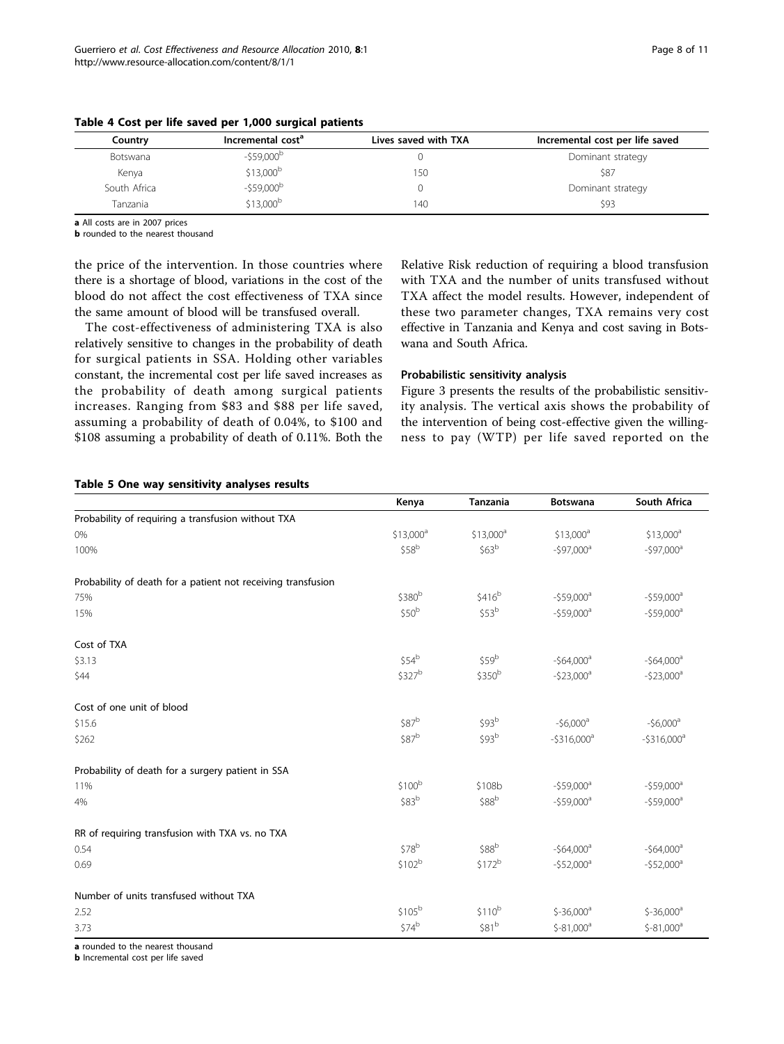**Table 4 Cost per life saved per 1,000 surgical patients**

| Country | Incremental cost[a] | Lives saved with TXA | Incremental cost per life saved |
| --- | --- | --- | --- |
| Botswana | -$59,000[b] | 0 | Dominant strategy |
| Kenya | $13,000[b] | 150 | $87 |
| South Africa | -$59,000[b] | 0 | Dominant strategy |
| Tanzania | $13,000[b] | 140 | $93 |

**a** All costs are in 2007 prices

**b** rounded to the nearest thousand

the price of the intervention. In those countries where there is a shortage of blood, variations in the cost of the blood do not affect the cost effectiveness of TXA since the same amount of blood will be transfused overall.

The cost-effectiveness of administering TXA is also relatively sensitive to changes in the probability of death for surgical patients in SSA. Holding other variables constant, the incremental cost per life saved increases as the probability of death among surgical patients increases. Ranging from $83 and $88 per life saved, assuming a probability of death of 0.04%, to $100 and $108 assuming a probability of death of 0.11%. Both the Relative Risk reduction of requiring a blood transfusion with TXA and the number of units transfused without TXA affect the model results. However, independent of these two parameter changes, TXA remains very cost effective in Tanzania and Kenya and cost saving in Botswana and South Africa.

#### Probabilistic sensitivity analysis

Figure 3 presents the results of the probabilistic sensitivity analysis. The vertical axis shows the probability of the intervention of being cost-effective given the willingness to pay (WTP) per life saved reported on the

**Table 5 One way sensitivity analyses results**

| | Kenya | Tanzania | Botswana | South Africa |
| --- | --- | --- | --- | --- |
| Probability of requiring a transfusion without TXA | | | | |
| 0% | $13,000[a] | $13,000[a] | $13,000[a] | $13,000[a] |
| 100% | $58[b] | $63[b] | -$97,000[a] | -$97,000[a] |
| Probability of death for a patient not receiving transfusion | | | | |
| 75% | $380[b] | $416[b] | -$59,000[a] | -$59,000[a] |
| 15% | $50[b] | $53[b] | -$59,000[a] | -$59,000[a] |
| Cost of TXA | | | | |
| $3.13 | $54[b] | $59[b] | -$64,000[a] | -$64,000[a] |
| $44 | $327[b] | $350[b] | -$23,000[a] | -$23,000[a] |
| Cost of one unit of blood | | | | |
| $15.6 | $87[b] | $93[b] | -$6,000[a] | -$6,000[a] |
| $262 | $87[b] | $93[b] | -$316,000[a] | -$316,000[a] |
| Probability of death for a surgery patient in SSA | | | | |
| 11% | $100[b] | $108b | -$59,000[a] | -$59,000[a] |
| 4% | $83[b] | $88[b] | -$59,000[a] | -$59,000[a] |
| RR of requiring transfusion with TXA vs. no TXA | | | | |
| 0.54 | $78[b] | $88[b] | -$64,000[a] | -$64,000[a] |
| 0.69 | $102[b] | $172[b] | -$52,000[a] | -$52,000[a] |
| Number of units transfused without TXA | | | | |
| 2.52 | $105[b] | $110[b] | $-36,000[a] | $-36,000[a] |
| 3.73 | $74[b] | $81[b] | $-81,000[a] | $-81,000[a] |

**a** rounded to the nearest thousand

**b** Incremental cost per life saved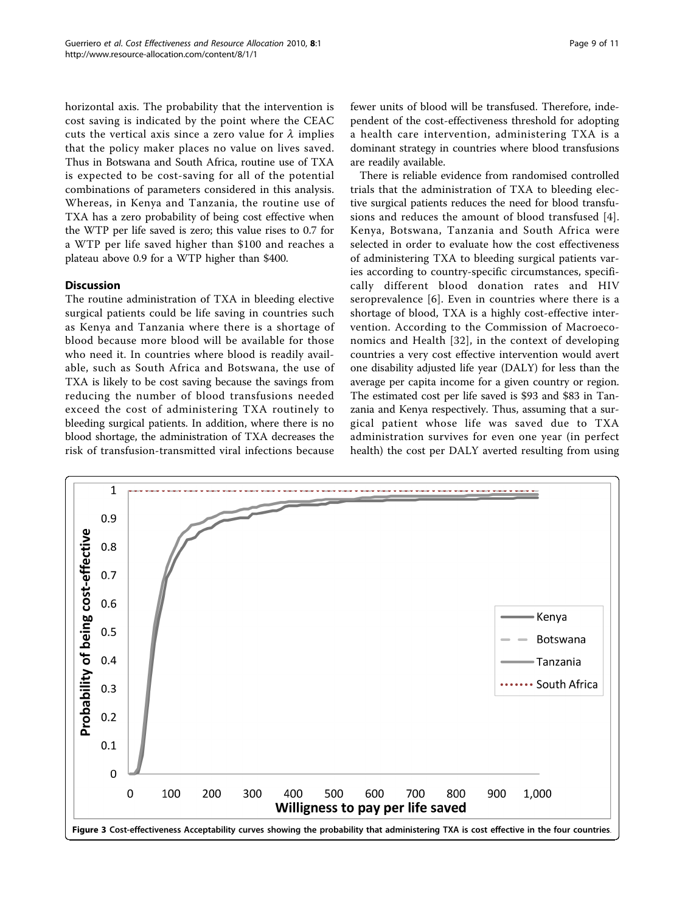horizontal axis. The probability that the intervention is cost saving is indicated by the point where the CEAC cuts the vertical axis since a zero value for $\lambda$ implies that the policy maker places no value on lives saved. Thus in Botswana and South Africa, routine use of TXA is expected to be cost-saving for all of the potential combinations of parameters considered in this analysis. Whereas, in Kenya and Tanzania, the routine use of TXA has a zero probability of being cost effective when the WTP per life saved is zero; this value rises to 0.7 for a WTP per life saved higher than \$100 and reaches a plateau above 0.9 for a WTP higher than \$400.

## Discussion

The routine administration of TXA in bleeding elective surgical patients could be life saving in countries such as Kenya and Tanzania where there is a shortage of blood because more blood will be available for those who need it. In countries where blood is readily available, such as South Africa and Botswana, the use of TXA is likely to be cost saving because the savings from reducing the number of blood transfusions needed exceed the cost of administering TXA routinely to bleeding surgical patients. In addition, where there is no blood shortage, the administration of TXA decreases the risk of transfusion-transmitted viral infections because fewer units of blood will be transfused. Therefore, independent of the cost-effectiveness threshold for adopting a health care intervention, administering TXA is a dominant strategy in countries where blood transfusions are readily available.

There is reliable evidence from randomised controlled trials that the administration of TXA to bleeding elective surgical patients reduces the need for blood transfusions and reduces the amount of blood transfused [4]. Kenya, Botswana, Tanzania and South Africa were selected in order to evaluate how the cost effectiveness of administering TXA to bleeding surgical patients varies according to country-specific circumstances, specifically different blood donation rates and HIV seroprevalence [6]. Even in countries where there is a shortage of blood, TXA is a highly cost-effective intervention. According to the Commission of Macroeconomics and Health [32], in the context of developing countries a very cost effective intervention would avert one disability adjusted life year (DALY) for less than the average per capita income for a given country or region. The estimated cost per life saved is \$93 and \$83 in Tanzania and Kenya respectively. Thus, assuming that a surgical patient whose life was saved due to TXA administration survives for even one year (in perfect health) the cost per DALY averted resulting from using

**Figure 3** Cost-effectiveness Acceptability curves showing the probability that administering TXA is cost effective in the four countries.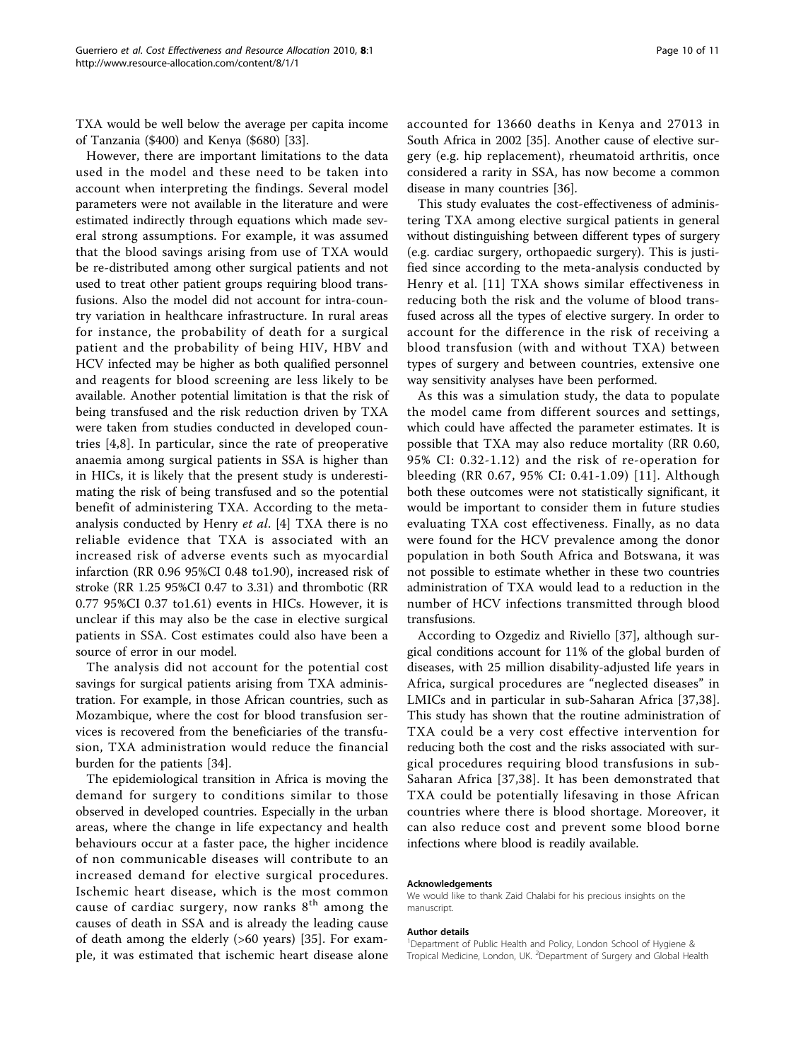TXA would be well below the average per capita income of Tanzania ($400) and Kenya ($680) [33].

However, there are important limitations to the data used in the model and these need to be taken into account when interpreting the findings. Several model parameters were not available in the literature and were estimated indirectly through equations which made several strong assumptions. For example, it was assumed that the blood savings arising from use of TXA would be re-distributed among other surgical patients and not used to treat other patient groups requiring blood transfusions. Also the model did not account for intra-country variation in healthcare infrastructure. In rural areas for instance, the probability of death for a surgical patient and the probability of being HIV, HBV and HCV infected may be higher as both qualified personnel and reagents for blood screening are less likely to be available. Another potential limitation is that the risk of being transfused and the risk reduction driven by TXA were taken from studies conducted in developed countries [4,8]. In particular, since the rate of preoperative anaemia among surgical patients in SSA is higher than in HICs, it is likely that the present study is underestimating the risk of being transfused and so the potential benefit of administering TXA. According to the meta-analysis conducted by Henry *et al.* [4] TXA there is no reliable evidence that TXA is associated with an increased risk of adverse events such as myocardial infarction (RR 0.96 95%CI 0.48 to1.90), increased risk of stroke (RR 1.25 95%CI 0.47 to 3.31) and thrombotic (RR 0.77 95%CI 0.37 to1.61) events in HICs. However, it is unclear if this may also be the case in elective surgical patients in SSA. Cost estimates could also have been a source of error in our model.

The analysis did not account for the potential cost savings for surgical patients arising from TXA administration. For example, in those African countries, such as Mozambique, where the cost for blood transfusion services is recovered from the beneficiaries of the transfusion, TXA administration would reduce the financial burden for the patients [34].

The epidemiological transition in Africa is moving the demand for surgery to conditions similar to those observed in developed countries. Especially in the urban areas, where the change in life expectancy and health behaviours occur at a faster pace, the higher incidence of non communicable diseases will contribute to an increased demand for elective surgical procedures. Ischemic heart disease, which is the most common cause of cardiac surgery, now ranks 8th among the causes of death in SSA and is already the leading cause of death among the elderly (>60 years) [35]. For example, it was estimated that ischemic heart disease alone accounted for 13660 deaths in Kenya and 27013 in South Africa in 2002 [35]. Another cause of elective surgery (e.g. hip replacement), rheumatoid arthritis, once considered a rarity in SSA, has now become a common disease in many countries [36].

This study evaluates the cost-effectiveness of administering TXA among elective surgical patients in general without distinguishing between different types of surgery (e.g. cardiac surgery, orthopaedic surgery). This is justified since according to the meta-analysis conducted by Henry et al. [11] TXA shows similar effectiveness in reducing both the risk and the volume of blood transfused across all the types of elective surgery. In order to account for the difference in the risk of receiving a blood transfusion (with and without TXA) between types of surgery and between countries, extensive one way sensitivity analyses have been performed.

As this was a simulation study, the data to populate the model came from different sources and settings, which could have affected the parameter estimates. It is possible that TXA may also reduce mortality (RR 0.60, 95% CI: 0.32-1.12) and the risk of re-operation for bleeding (RR 0.67, 95% CI: 0.41-1.09) [11]. Although both these outcomes were not statistically significant, it would be important to consider them in future studies evaluating TXA cost effectiveness. Finally, as no data were found for the HCV prevalence among the donor population in both South Africa and Botswana, it was not possible to estimate whether in these two countries administration of TXA would lead to a reduction in the number of HCV infections transmitted through blood transfusions.

According to Ozgediz and Riviello [37], although surgical conditions account for 11% of the global burden of diseases, with 25 million disability-adjusted life years in Africa, surgical procedures are "neglected diseases" in LMICs and in particular in sub-Saharan Africa [37,38]. This study has shown that the routine administration of TXA could be a very cost effective intervention for reducing both the cost and the risks associated with surgical procedures requiring blood transfusions in sub-Saharan Africa [37,38]. It has been demonstrated that TXA could be potentially lifesaving in those African countries where there is blood shortage. Moreover, it can also reduce cost and prevent some blood borne infections where blood is readily available.

#### Acknowledgements

We would like to thank Zaid Chalabi for his precious insights on the manuscript.

#### Author details

[1]Department of Public Health and Policy, London School of Hygiene & Tropical Medicine, London, UK. [2]Department of Surgery and Global Health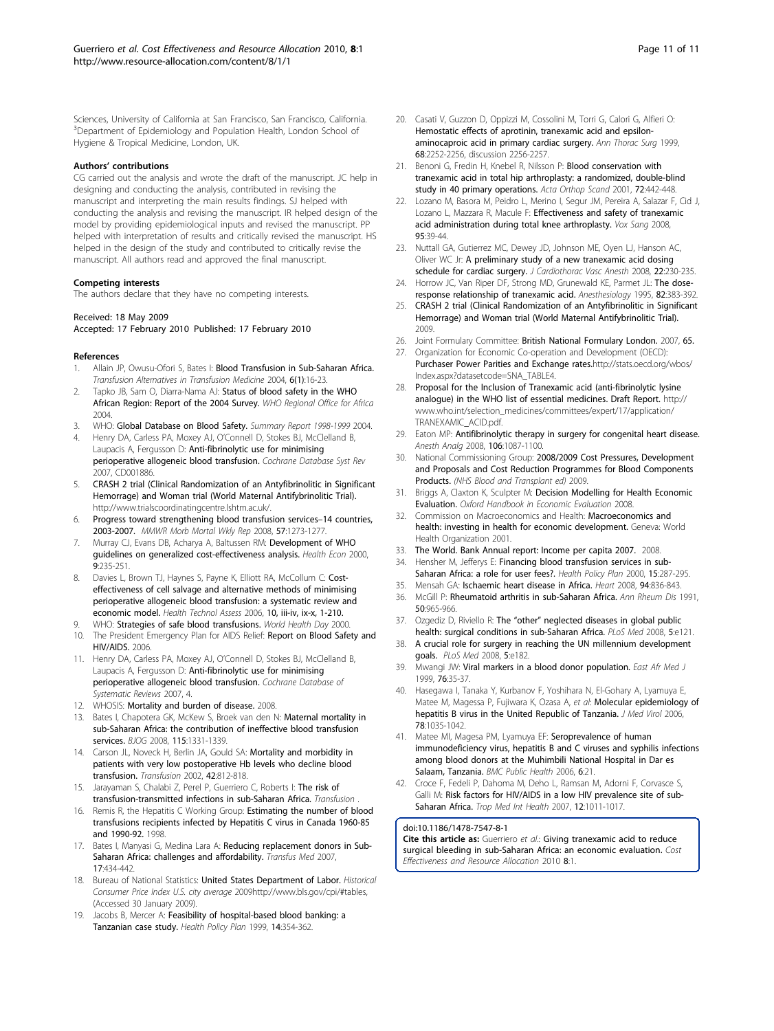Sciences, University of California at San Francisco, San Francisco, California. [3]Department of Epidemiology and Population Health, London School of Hygiene & Tropical Medicine, London, UK.

#### Authors' contributions

CG carried out the analysis and wrote the draft of the manuscript. JC help in designing and conducting the analysis, contributed in revising the manuscript and interpreting the main results findings. SJ helped with conducting the analysis and revising the manuscript. IR helped design of the model by providing epidemiological inputs and revised the manuscript. PP helped with interpretation of results and critically revised the manuscript. HS helped in the design of the study and contributed to critically revise the manuscript. All authors read and approved the final manuscript.

#### Competing interests

The authors declare that they have no competing interests.

Received: 18 May 2009
Accepted: 17 February 2010 Published: 17 February 2010

#### References

1. Allain JP, Owusu-Ofori S, Bates I: **Blood Transfusion in Sub-Saharan Africa.** *Transfusion Alternatives in Transfusion Medicine* 2004, **6(1)**:16-23.
2. Tapko JB, Sam O, Diarra-Nama AJ: **Status of blood safety in the WHO African Region: Report of the 2004 Survey.** *WHO Regional Office for Africa* 2004.
3. WHO: **Global Database on Blood Safety.** *Summary Report 1998-1999* 2004.
4. Henry DA, Carless PA, Moxey AJ, O'Connell D, Stokes BJ, McClelland B, Laupacis A, Fergusson D: **Anti-fibrinolytic use for minimising perioperative allogeneic blood transfusion.** *Cochrane Database Syst Rev* 2007, CD001886.
5. **CRASH 2 trial (Clinical Randomization of an Antyfibrinolitic in Significant Hemorrage) and Woman trial (World Maternal Antyfibrinolitic Trial).** http://www.trialscoordinatingcentre.lshtm.ac.uk/.
6. **Progress toward strengthening blood transfusion services–14 countries, 2003-2007.** *MMWR Morb Mortal Wkly Rep* 2008, **57**:1273-1277.
7. Murray CJ, Evans DB, Acharya A, Baltussen RM: **Development of WHO guidelines on generalized cost-effectiveness analysis.** *Health Econ* 2000, **9**:235-251.
8. Davies L, Brown TJ, Haynes S, Payne K, Elliott RA, McCollum C: **Cost-effectiveness of cell salvage and alternative methods of minimising perioperative allogeneic blood transfusion: a systematic review and economic model.** *Health Technol Assess* 2006, **10**, iii-iv, ix-x, 1-210.
9. WHO: **Strategies of safe blood transfusions.** *World Health Day* 2000.
10. The President Emergency Plan for AIDS Relief: **Report on Blood Safety and HIV/AIDS.** 2006.
11. Henry DA, Carless PA, Moxey AJ, O'Connell D, Stokes BJ, McClelland B, Laupacis A, Fergusson D: **Anti-fibrinolytic use for minimising perioperative allogeneic blood transfusion.** *Cochrane Database of Systematic Reviews* 2007, 4.
12. WHOSIS: **Mortality and burden of disease.** 2008.
13. Bates I, Chapotera GK, McKew S, Broek van den N: **Maternal mortality in sub-Saharan Africa: the contribution of ineffective blood transfusion services.** *BJOG* 2008, **115**:1331-1339.
14. Carson JL, Noveck H, Berlin JA, Gould SA: **Mortality and morbidity in patients with very low postoperative Hb levels who decline blood transfusion.** *Transfusion* 2002, **42**:812-818.
15. Jarayaman S, Chalabi Z, Perel P, Guerriero C, Roberts I: **The risk of transfusion-transmitted infections in sub-Saharan Africa.** *Transfusion* .
16. Remis R, the Hepatitis C Working Group: **Estimating the number of blood transfusions recipients infected by Hepatitis C virus in Canada 1960-85 and 1990-92.** 1998.
17. Bates I, Manyasi G, Medina Lara A: **Reducing replacement donors in Sub-Saharan Africa: challenges and affordability.** *Transfus Med* 2007, **17**:434-442.
18. Bureau of National Statistics: **United States Department of Labor.** *Historical Consumer Price Index U.S. city average* 2009http://www.bls.gov/cpi/#tables, (Accessed 30 January 2009).
19. Jacobs B, Mercer A: **Feasibility of hospital-based blood banking: a Tanzanian case study.** *Health Policy Plan* 1999, **14**:354-362.
20. Casati V, Guzzon D, Oppizzi M, Cossolini M, Torri G, Calori G, Alfieri O: **Hemostatic effects of aprotinin, tranexamic acid and epsilon-aminocaproic acid in primary cardiac surgery.** *Ann Thorac Surg* 1999, **68**:2252-2256, discussion 2256-2257.
21. Benoni G, Fredin H, Knebel R, Nilsson P: **Blood conservation with tranexamic acid in total hip arthroplasty: a randomized, double-blind study in 40 primary operations.** *Acta Orthop Scand* 2001, **72**:442-448.
22. Lozano M, Basora M, Peidro L, Merino I, Segur JM, Pereira A, Salazar F, Cid J, Lozano L, Mazzara R, Macule F: **Effectiveness and safety of tranexamic acid administration during total knee arthroplasty.** *Vox Sang* 2008, **95**:39-44.
23. Nuttall GA, Gutierrez MC, Dewey JD, Johnson ME, Oyen LJ, Hanson AC, Oliver WC Jr: **A preliminary study of a new tranexamic acid dosing schedule for cardiac surgery.** *J Cardiothorac Vasc Anesth* 2008, **22**:230-235.
24. Horrow JC, Van Riper DF, Strong MD, Grunewald KE, Parmet JL: **The dose-response relationship of tranexamic acid.** *Anesthesiology* 1995, **82**:383-392.
25. **CRASH 2 trial (Clinical Randomization of an Antyfibrinolitic in Significant Hemorrage) and Woman trial (World Maternal Antyfibrinolitic Trial).** 2009.
26. Joint Formulary Committee: **British National Formulary London.** 2007, **65**.
27. Organization for Economic Co-operation and Development (OECD): **Purchaser Power Parities and Exchange rates.**http://stats.oecd.org/wbos/Index.aspx?datasetcode=SNA_TABLE4.
28. **Proposal for the Inclusion of Tranexamic acid (anti-fibrinolytic lysine analogue) in the WHO list of essential medicines. Draft Report.** http://www.who.int/selection_medicines/committees/expert/17/application/TRANEXAMIC_ACID.pdf.
29. Eaton MP: **Antifibrinolytic therapy in surgery for congenital heart disease.** *Anesth Analg* 2008, **106**:1087-1100.
30. National Commissioning Group: **2008/2009 Cost Pressures, Development and Proposals and Cost Reduction Programmes for Blood Components Products.** *(NHS Blood and Transplant ed)* 2009.
31. Briggs A, Claxton K, Sculpter M: **Decision Modelling for Health Economic Evaluation.** *Oxford Handbook in Economic Evaluation* 2008.
32. Commission on Macroeconomics and Health: **Macroeconomics and health: investing in health for economic development.** Geneva: World Health Organization 2001.
33. **The World. Bank Annual report: Income per capita 2007.** 2008.
34. Hensher M, Jefferys E: **Financing blood transfusion services in sub-Saharan Africa: a role for user fees?.** *Health Policy Plan* 2000, **15**:287-295.
35. Mensah GA: **Ischaemic heart disease in Africa.** *Heart* 2008, **94**:836-843.
36. McGill P: **Rheumatoid arthritis in sub-Saharan Africa.** *Ann Rheum Dis* 1991, **50**:965-966.
37. Ozgediz D, Riviello R: **The "other" neglected diseases in global public health: surgical conditions in sub-Saharan Africa.** *PLoS Med* 2008, **5**:e121.
38. **A crucial role for surgery in reaching the UN millennium development goals.** *PLoS Med* 2008, **5**:e182.
39. Mwangi JW: **Viral markers in a blood donor population.** *East Afr Med J* 1999, **76**:35-37.
40. Hasegawa I, Tanaka Y, Kurbanov F, Yoshihara N, El-Gohary A, Lyamuya E, Matee M, Magessa P, Fujiwara K, Ozasa A, *et al*: **Molecular epidemiology of hepatitis B virus in the United Republic of Tanzania.** *J Med Virol* 2006, **78**:1035-1042.
41. Matee MI, Magesa PM, Lyamuya EF: **Seroprevalence of human immunodeficiency virus, hepatitis B and C viruses and syphilis infections among blood donors at the Muhimbili National Hospital in Dar es Salaam, Tanzania.** *BMC Public Health* 2006, **6**:21.
42. Croce F, Fedeli P, Dahoma M, Deho L, Ramsan M, Adorni F, Corvasce S, Galli M: **Risk factors for HIV/AIDS in a low HIV prevalence site of sub-Saharan Africa.** *Trop Med Int Health* 2007, **12**:1011-1017.

doi:10.1186/1478-7547-8-1
**Cite this article as:** Guerriero *et al.*: Giving tranexamic acid to reduce surgical bleeding in sub-Saharan Africa: an economic evaluation. *Cost Effectiveness and Resource Allocation* 2010 **8**:1.